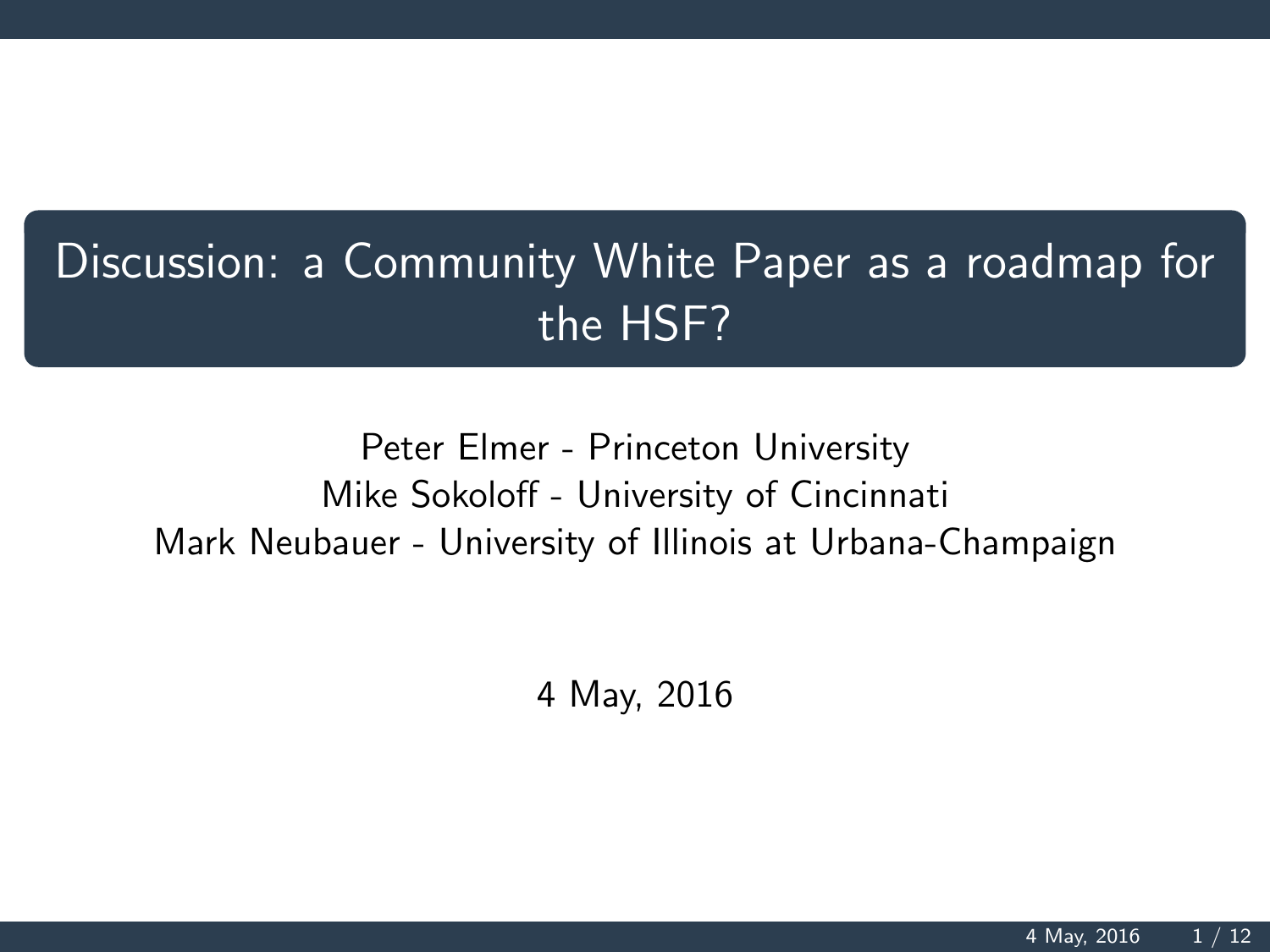# Discussion: a Community White Paper as a roadmap for the HSF?

Peter Elmer - Princeton University
Mike Sokoloff - University of Cincinnati
Mark Neubauer - University of Illinois at Urbana-Champaign

4 May, 2016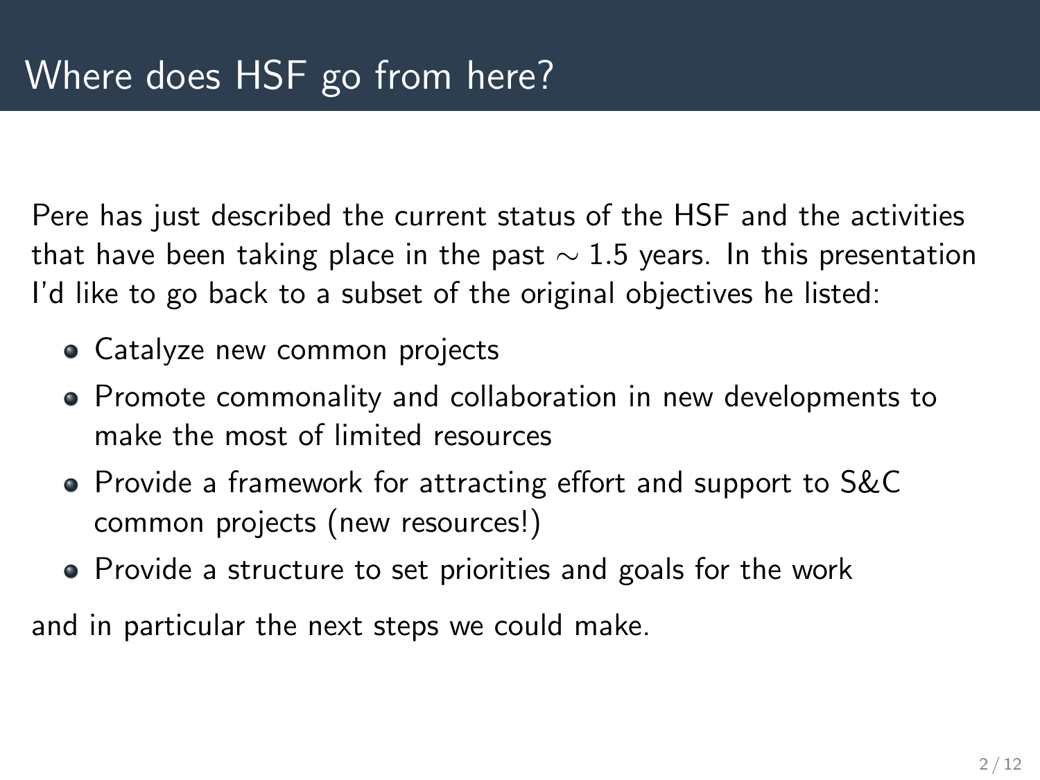# Where does HSF go from here?

Pere has just described the current status of the HSF and the activities that have been taking place in the past $\sim 1.5$ years. In this presentation I'd like to go back to a subset of the original objectives he listed:

- Catalyze new common projects
- Promote commonality and collaboration in new developments to make the most of limited resources
- Provide a framework for attracting effort and support to S&C common projects (new resources!)
- Provide a structure to set priorities and goals for the work

and in particular the next steps we could make.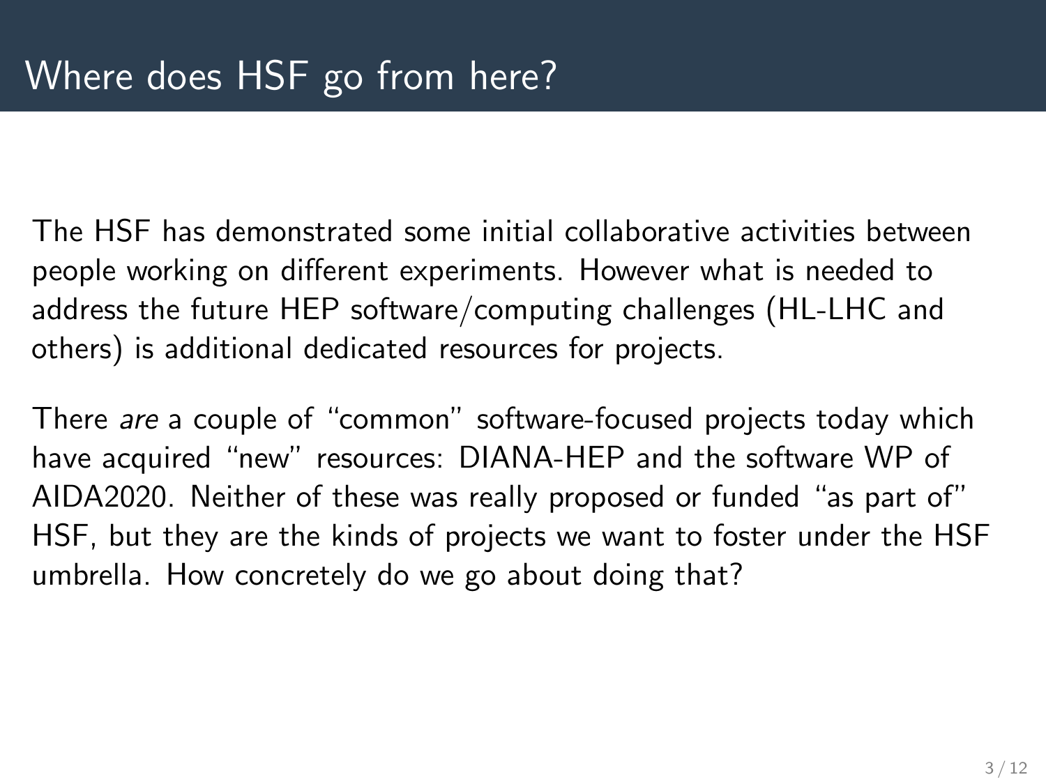# Where does HSF go from here?

The HSF has demonstrated some initial collaborative activities between people working on different experiments. However what is needed to address the future HEP software/computing challenges (HL-LHC and others) is additional dedicated resources for projects.

There *are* a couple of "common" software-focused projects today which have acquired "new" resources: DIANA-HEP and the software WP of AIDA2020. Neither of these was really proposed or funded "as part of" HSF, but they are the kinds of projects we want to foster under the HSF umbrella. How concretely do we go about doing that?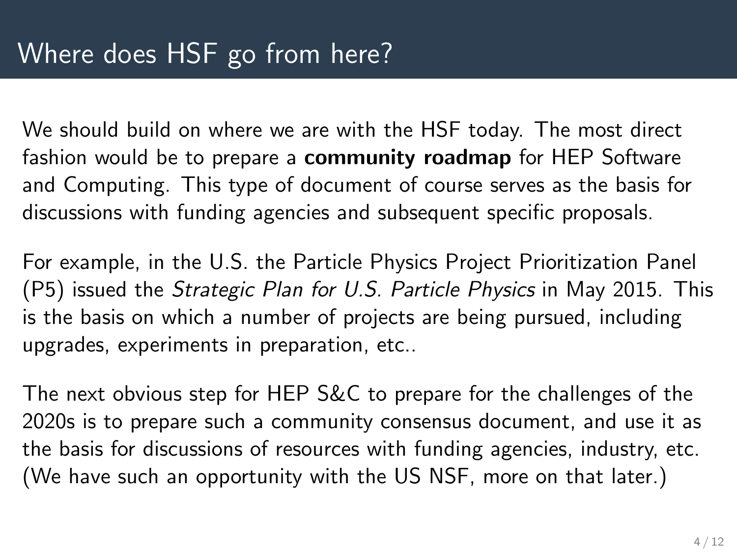# Where does HSF go from here?

We should build on where we are with the HSF today. The most direct fashion would be to prepare a **community roadmap** for HEP Software and Computing. This type of document of course serves as the basis for discussions with funding agencies and subsequent specific proposals.

For example, in the U.S. the Particle Physics Project Prioritization Panel (P5) issued the *Strategic Plan for U.S. Particle Physics* in May 2015. This is the basis on which a number of projects are being pursued, including upgrades, experiments in preparation, etc..

The next obvious step for HEP S&C to prepare for the challenges of the 2020s is to prepare such a community consensus document, and use it as the basis for discussions of resources with funding agencies, industry, etc. (We have such an opportunity with the US NSF, more on that later.)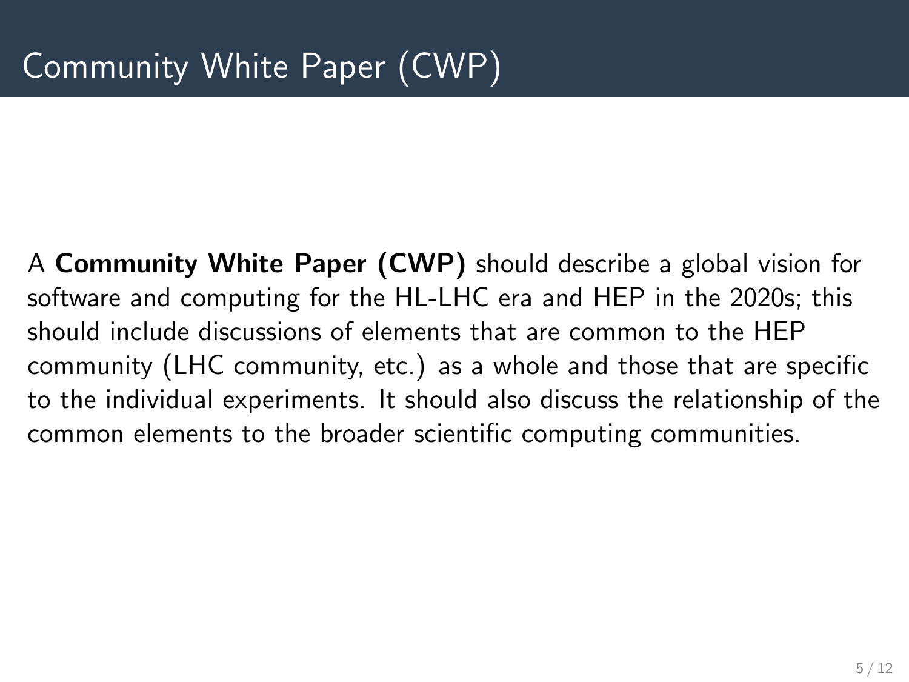# Community White Paper (CWP)

A **Community White Paper (CWP)** should describe a global vision for software and computing for the HL-LHC era and HEP in the 2020s; this should include discussions of elements that are common to the HEP community (LHC community, etc.) as a whole and those that are specific to the individual experiments. It should also discuss the relationship of the common elements to the broader scientific computing communities.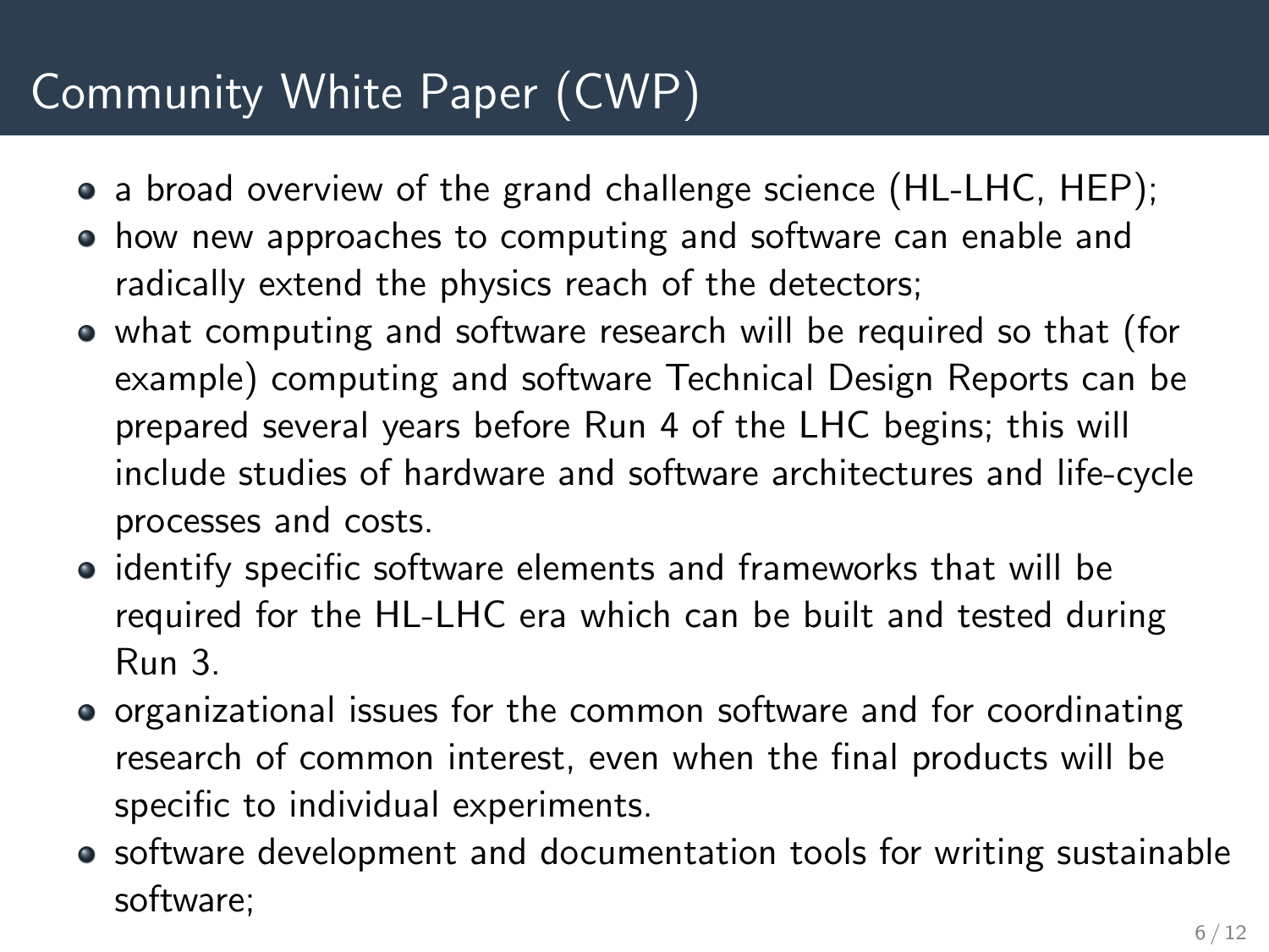# Community White Paper (CWP)

- a broad overview of the grand challenge science (HL-LHC, HEP);
- how new approaches to computing and software can enable and radically extend the physics reach of the detectors;
- what computing and software research will be required so that (for example) computing and software Technical Design Reports can be prepared several years before Run 4 of the LHC begins; this will include studies of hardware and software architectures and life-cycle processes and costs.
- identify specific software elements and frameworks that will be required for the HL-LHC era which can be built and tested during Run 3.
- organizational issues for the common software and for coordinating research of common interest, even when the final products will be specific to individual experiments.
- software development and documentation tools for writing sustainable software;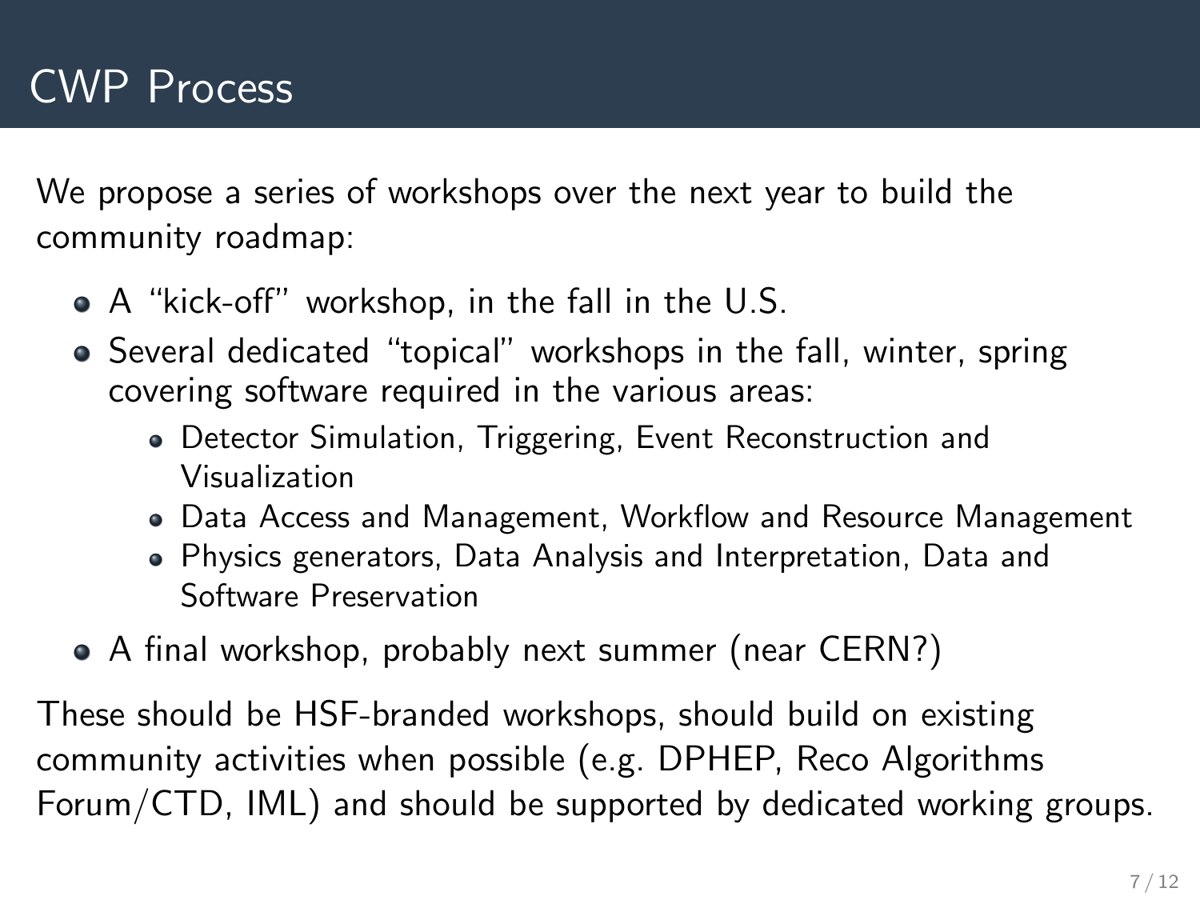# CWP Process

We propose a series of workshops over the next year to build the community roadmap:

- A "kick-off" workshop, in the fall in the U.S.
- Several dedicated "topical" workshops in the fall, winter, spring covering software required in the various areas:
  - Detector Simulation, Triggering, Event Reconstruction and Visualization
  - Data Access and Management, Workflow and Resource Management
  - Physics generators, Data Analysis and Interpretation, Data and Software Preservation
- A final workshop, probably next summer (near CERN?)

These should be HSF-branded workshops, should build on existing community activities when possible (e.g. DPHEP, Reco Algorithms Forum/CTD, IML) and should be supported by dedicated working groups.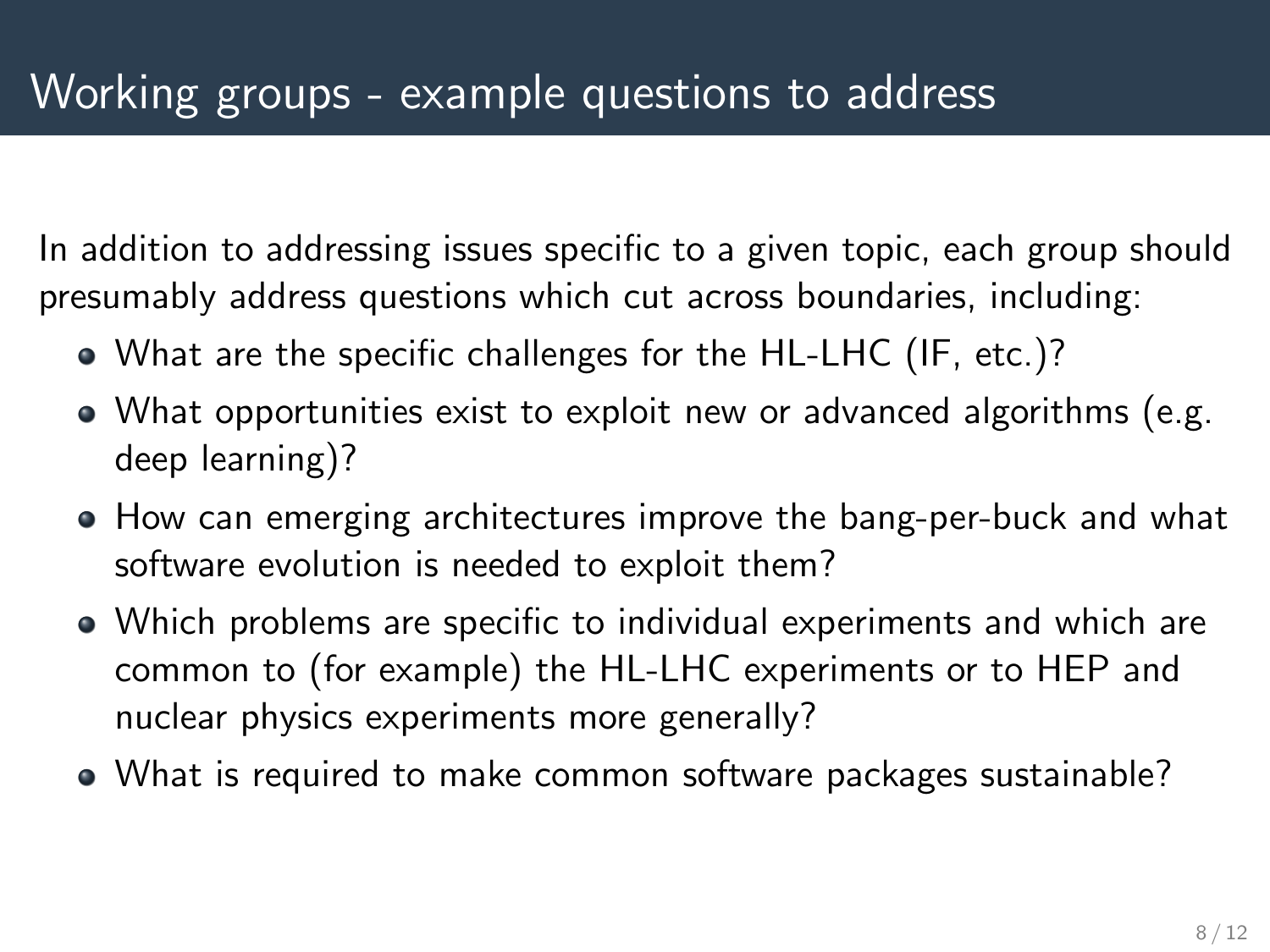# Working groups - example questions to address

In addition to addressing issues specific to a given topic, each group should presumably address questions which cut across boundaries, including:

- What are the specific challenges for the HL-LHC (IF, etc.)?
- What opportunities exist to exploit new or advanced algorithms (e.g. deep learning)?
- How can emerging architectures improve the bang-per-buck and what software evolution is needed to exploit them?
- Which problems are specific to individual experiments and which are common to (for example) the HL-LHC experiments or to HEP and nuclear physics experiments more generally?
- What is required to make common software packages sustainable?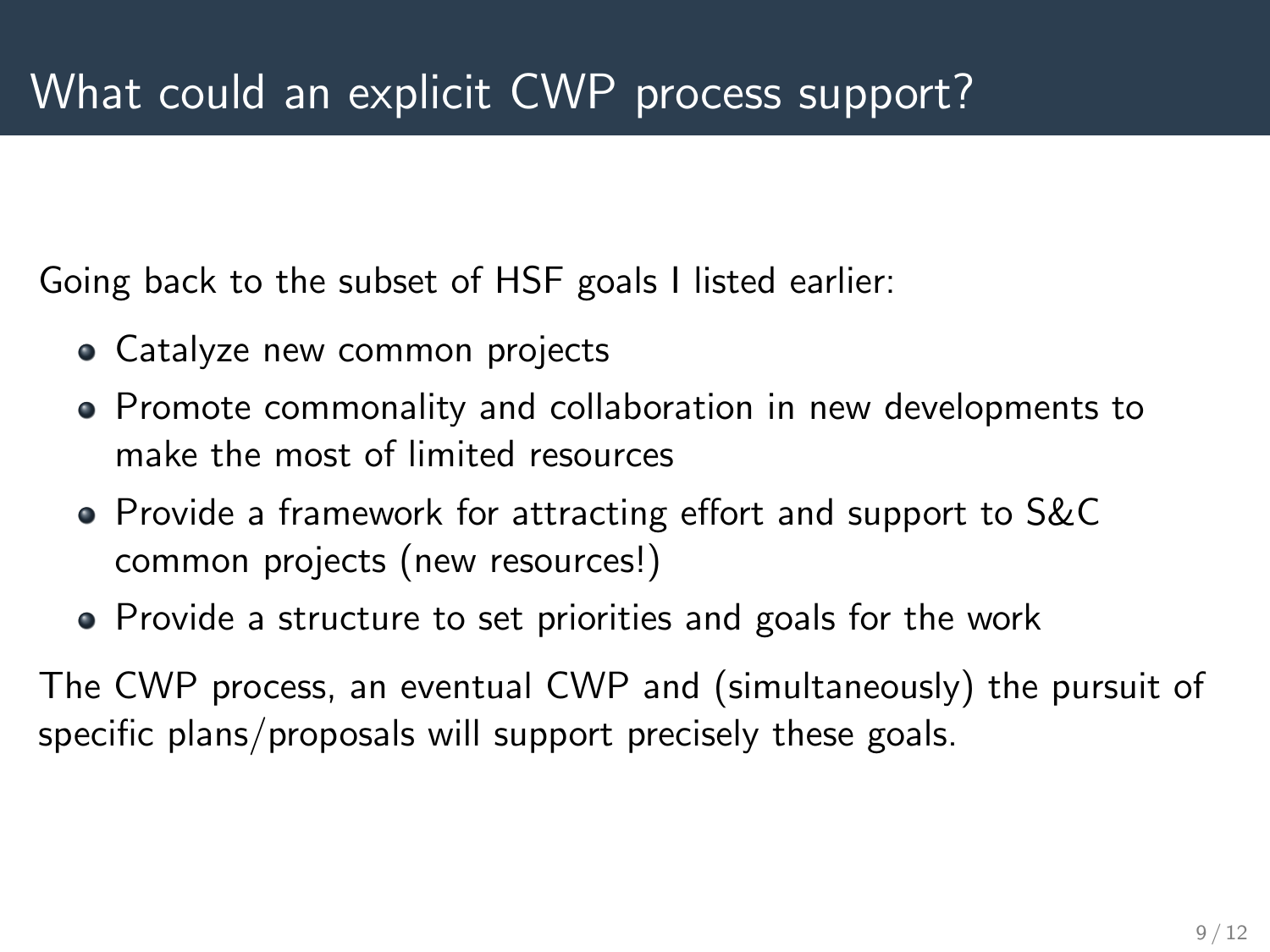# What could an explicit CWP process support?

Going back to the subset of HSF goals I listed earlier:

- Catalyze new common projects
- Promote commonality and collaboration in new developments to make the most of limited resources
- Provide a framework for attracting effort and support to S&C common projects (new resources!)
- Provide a structure to set priorities and goals for the work

The CWP process, an eventual CWP and (simultaneously) the pursuit of specific plans/proposals will support precisely these goals.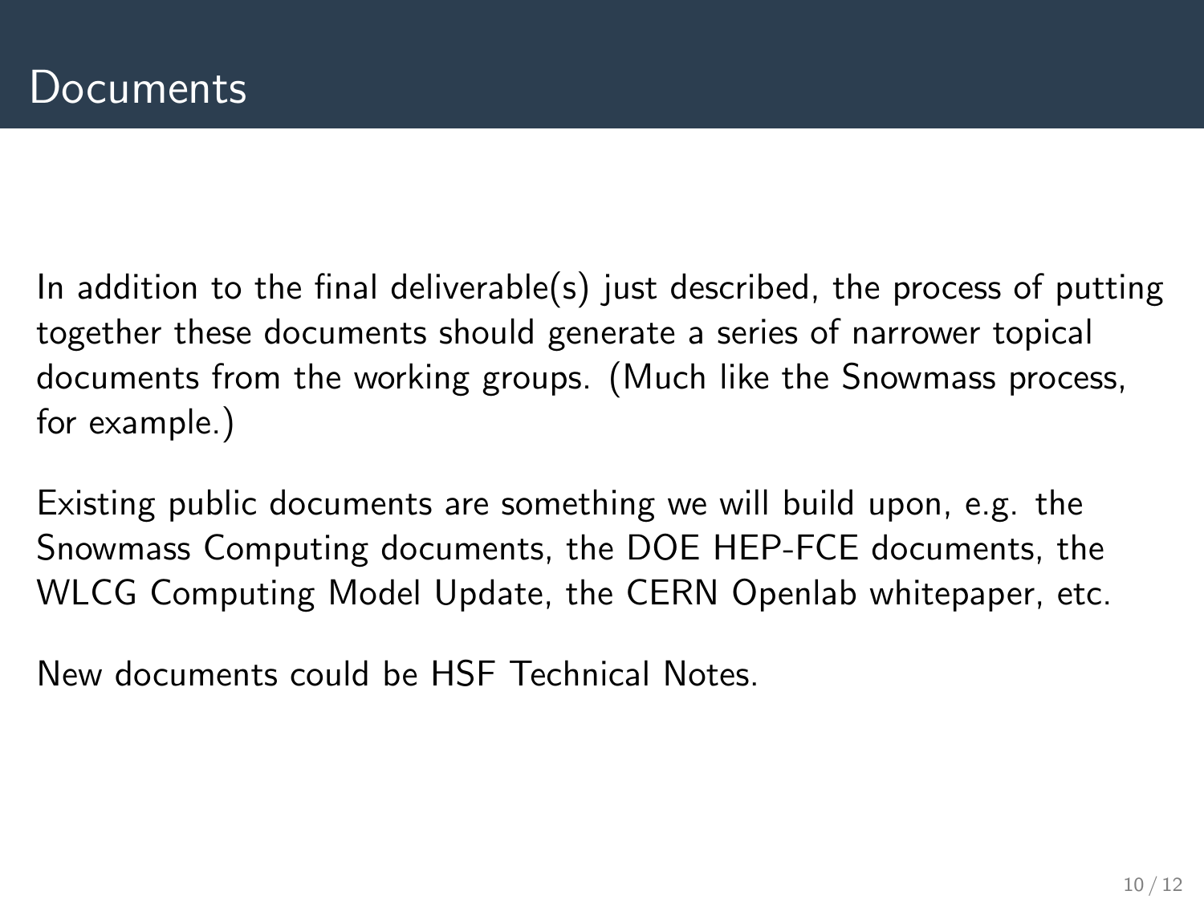# Documents

In addition to the final deliverable(s) just described, the process of putting together these documents should generate a series of narrower topical documents from the working groups. (Much like the Snowmass process, for example.)

Existing public documents are something we will build upon, e.g. the Snowmass Computing documents, the DOE HEP-FCE documents, the WLCG Computing Model Update, the CERN Openlab whitepaper, etc.

New documents could be HSF Technical Notes.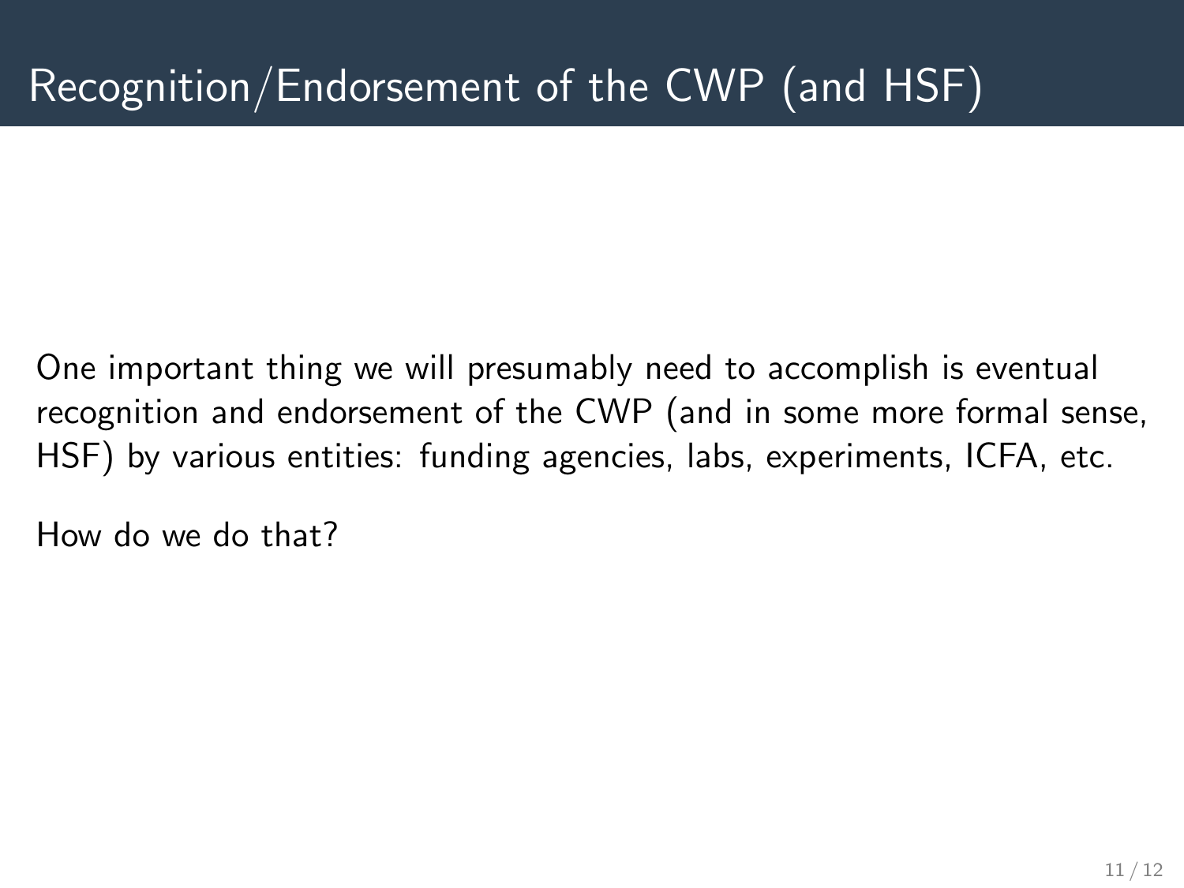# Recognition/Endorsement of the CWP (and HSF)

One important thing we will presumably need to accomplish is eventual recognition and endorsement of the CWP (and in some more formal sense, HSF) by various entities: funding agencies, labs, experiments, ICFA, etc.

How do we do that?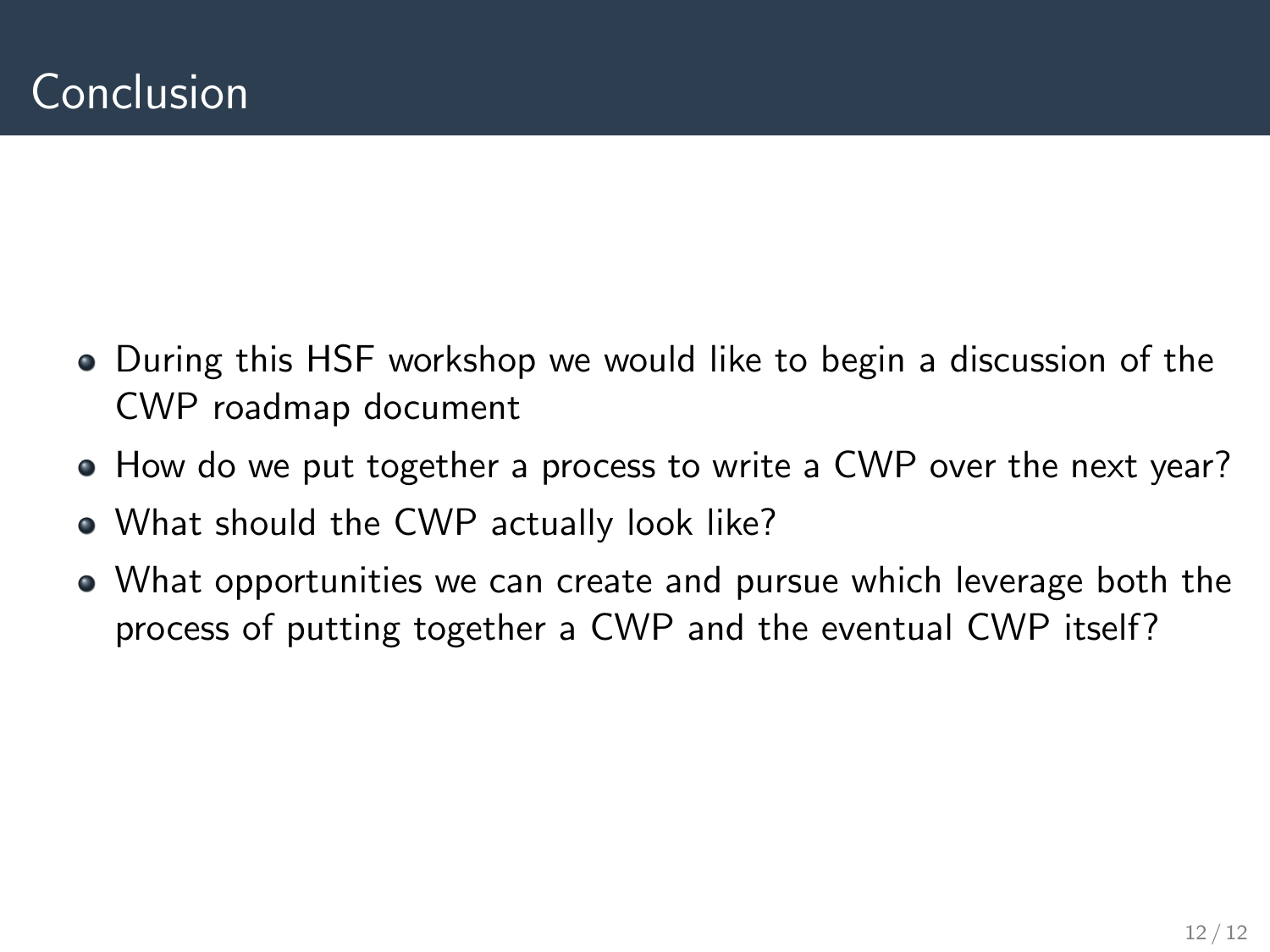# Conclusion

- During this HSF workshop we would like to begin a discussion of the CWP roadmap document
- How do we put together a process to write a CWP over the next year?
- What should the CWP actually look like?
- What opportunities we can create and pursue which leverage both the process of putting together a CWP and the eventual CWP itself?